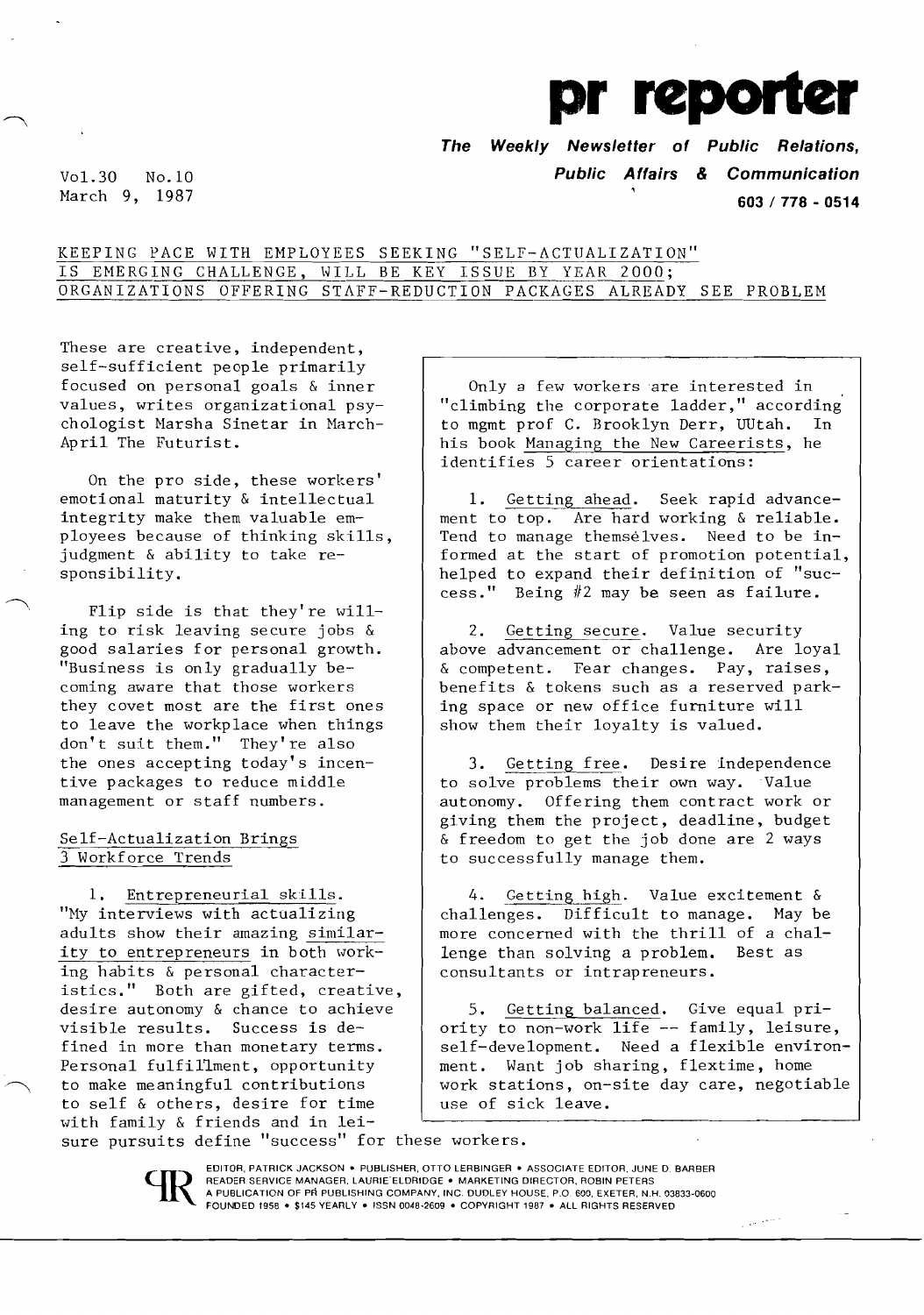# pr reporter

**The Weekly Newsletter of Public Relations, Public Affairs & Communication**

603 / 778 - 0514

Vol.30 No.10
March 9, 1987

## KEEPING PACE WITH EMPLOYEES SEEKING "SELF-ACTUALIZATION" IS EMERGING CHALLENGE, WILL BE KEY ISSUE BY YEAR 2000; ORGANIZATIONS OFFERING STAFF-REDUCTION PACKAGES ALREADY SEE PROBLEM

These are creative, independent, self-sufficient people primarily focused on personal goals & inner values, writes organizational psychologist Marsha Sinetar in March-April The Futurist.

On the pro side, these workers' emotional maturity & intellectual integrity make them valuable employees because of thinking skills, judgment & ability to take responsibility.

Flip side is that they're willing to risk leaving secure jobs & good salaries for personal growth. "Business is only gradually becoming aware that those workers they covet most are the first ones to leave the workplace when things don't suit them." They're also the ones accepting today's incentive packages to reduce middle management or staff numbers.

### Self-Actualization Brings 3 Workforce Trends

1. Entrepreneurial skills. "My interviews with actualizing adults show their amazing similarity to entrepreneurs in both working habits & personal characteristics." Both are gifted, creative, desire autonomy & chance to achieve visible results. Success is defined in more than monetary terms. Personal fulfillment, opportunity to make meaningful contributions to self & others, desire for time with family & friends and in leisure pursuits define "success" for these workers.

---

Only a few workers are interested in "climbing the corporate ladder," according to mgmt prof C. Brooklyn Derr, UUtah. In his book Managing the New Careerists, he identifies 5 career orientations:

1. Getting ahead. Seek rapid advancement to top. Are hard working & reliable. Tend to manage themselves. Need to be informed at the start of promotion potential, helped to expand their definition of "success." Being #2 may be seen as failure.

2. Getting secure. Value security above advancement or challenge. Are loyal & competent. Fear changes. Pay, raises, benefits & tokens such as a reserved parking space or new office furniture will show them their loyalty is valued.

3. Getting free. Desire independence to solve problems their own way. Value autonomy. Offering them contract work or giving them the project, deadline, budget & freedom to get the job done are 2 ways to successfully manage them.

4. Getting high. Value excitement & challenges. Difficult to manage. May be more concerned with the thrill of a challenge than solving a problem. Best as consultants or intrapreneurs.

5. Getting balanced. Give equal priority to non-work life -- family, leisure, self-development. Need a flexible environment. Want job sharing, flextime, home work stations, on-site day care, negotiable use of sick leave.

---

EDITOR, PATRICK JACKSON • PUBLISHER, OTTO LERBINGER • ASSOCIATE EDITOR, JUNE D. BARBER
READER SERVICE MANAGER, LAURIE ELDRIDGE • MARKETING DIRECTOR, ROBIN PETERS
A PUBLICATION OF PR PUBLISHING COMPANY, INC. DUDLEY HOUSE, P.O. 600, EXETER, N.H. 03833-0600
FOUNDED 1958 • $145 YEARLY • ISSN 0048-2609 • COPYRIGHT 1987 • ALL RIGHTS RESERVED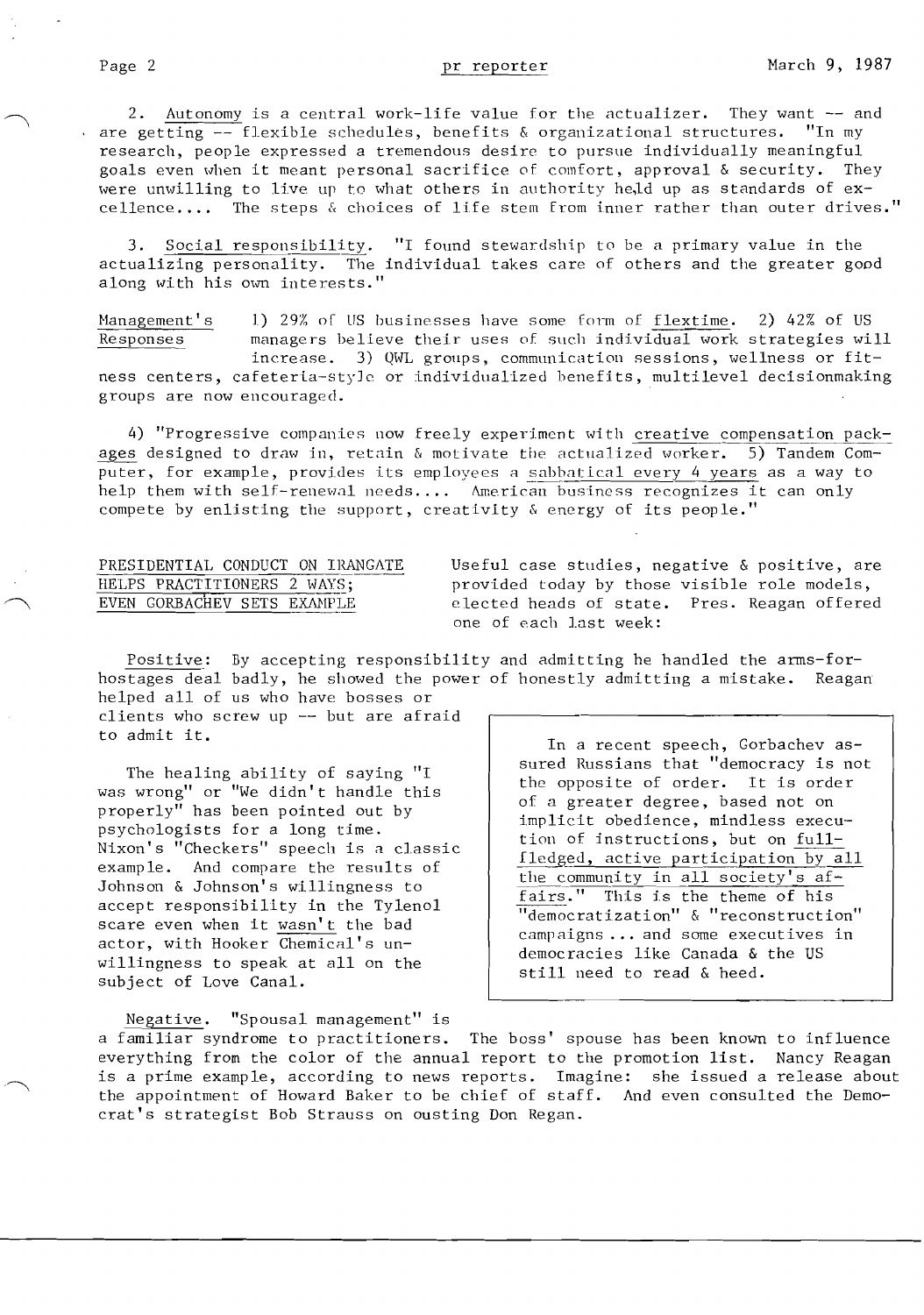2. Autonomy is a central work-life value for the actualizer. They want -- and are getting -- flexible schedules, benefits & organizational structures. "In my research, people expressed a tremendous desire to pursue individually meaningful goals even when it meant personal sacrifice of comfort, approval & security. They were unwilling to live up to what others in authority held up as standards of excellence.... The steps & choices of life stem from inner rather than outer drives."

3. Social responsibility. "I found stewardship to be a primary value in the actualizing personality. The individual takes care of others and the greater good along with his own interests."

Management's Responses 1) 29% of US businesses have some form of flextime. 2) 42% of US managers believe their uses of such individual work strategies will increase. 3) QWL groups, communication sessions, wellness or fitness centers, cafeteria-style or individualized benefits, multilevel decisionmaking groups are now encouraged.

4) "Progressive companies now freely experiment with creative compensation packages designed to draw in, retain & motivate the actualized worker. 5) Tandem Computer, for example, provides its employees a sabbatical every 4 years as a way to help them with self-renewal needs.... American business recognizes it can only compete by enlisting the support, creativity & energy of its people."

## PRESIDENTIAL CONDUCT ON IRANGATE HELPS PRACTITIONERS 2 WAYS; EVEN GORBACHEV SETS EXAMPLE

Useful case studies, negative & positive, are provided today by those visible role models, elected heads of state. Pres. Reagan offered one of each last week:

Positive: By accepting responsibility and admitting he handled the arms-for-hostages deal badly, he showed the power of honestly admitting a mistake. Reagan helped all of us who have bosses or clients who screw up -- but are afraid to admit it.

The healing ability of saying "I was wrong" or "We didn't handle this properly" has been pointed out by psychologists for a long time. Nixon's "Checkers" speech is a classic example. And compare the results of Johnson & Johnson's willingness to accept responsibility in the Tylenol scare even when it wasn't the bad actor, with Hooker Chemical's unwillingness to speak at all on the subject of Love Canal.

> In a recent speech, Gorbachev assured Russians that "democracy is not the opposite of order. It is order of a greater degree, based not on implicit obedience, mindless execution of instructions, but on full-fledged, active participation by all the community in all society's affairs." This is the theme of his "democratization" & "reconstruction" campaigns ... and some executives in democracies like Canada & the US still need to read & heed.

Negative. "Spousal management" is a familiar syndrome to practitioners. The boss' spouse has been known to influence everything from the color of the annual report to the promotion list. Nancy Reagan is a prime example, according to news reports. Imagine: she issued a release about the appointment of Howard Baker to be chief of staff. And even consulted the Democrat's strategist Bob Strauss on ousting Don Regan.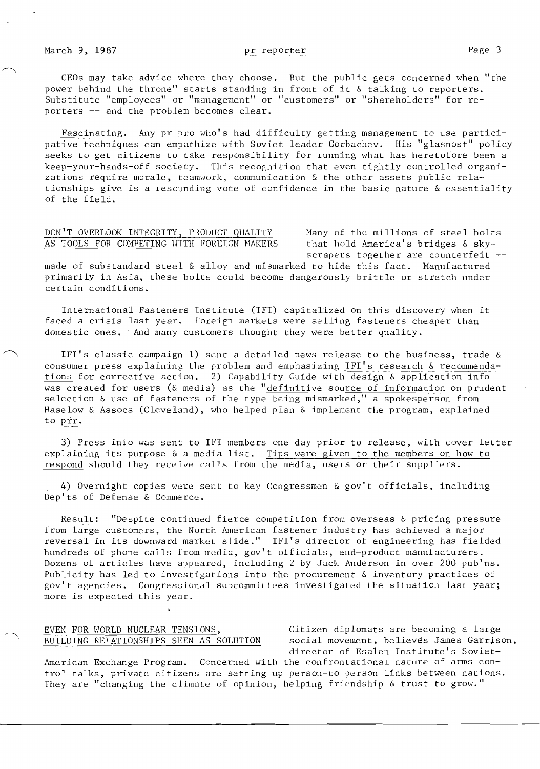CEOs may take advice where they choose. But the public gets concerned when "the power behind the throne" starts standing in front of it & talking to reporters. Substitute "employees" or "management" or "customers" or "shareholders" for reporters -- and the problem becomes clear.

Fascinating. Any pr pro who's had difficulty getting management to use participative techniques can empathize with Soviet leader Gorbachev. His "glasnost" policy seeks to get citizens to take responsibility for running what has heretofore been a keep-your-hands-off society. This recognition that even tightly controlled organizations require morale, teamwork, communication & the other assets public relationships give is a resounding vote of confidence in the basic nature & essentiality of the field.

## DON'T OVERLOOK INTEGRITY, PRODUCT QUALITY AS TOOLS FOR COMPETING WITH FOREIGN MAKERS

Many of the millions of steel bolts that hold America's bridges & skyscrapers together are counterfeit -- made of substandard steel & alloy and mismarked to hide this fact. Manufactured primarily in Asia, these bolts could become dangerously brittle or stretch under certain conditions.

International Fasteners Institute (IFI) capitalized on this discovery when it faced a crisis last year. Foreign markets were selling fasteners cheaper than domestic ones. And many customers thought they were better quality.

IFI's classic campaign 1) sent a detailed news release to the business, trade & consumer press explaining the problem and emphasizing IFI's research & recommendations for corrective action. 2) Capability Guide with design & application info was created for users (& media) as the "definitive source of information on prudent selection & use of fasteners of the type being mismarked," a spokesperson from Haselow & Assocs (Cleveland), who helped plan & implement the program, explained to prr.

3) Press info was sent to IFI members one day prior to release, with cover letter explaining its purpose & a media list. Tips were given to the members on how to respond should they receive calls from the media, users or their suppliers.

4) Overnight copies were sent to key Congressmen & gov't officials, including Dep'ts of Defense & Commerce.

Result: "Despite continued fierce competition from overseas & pricing pressure from large customers, the North American fastener industry has achieved a major reversal in its downward market slide." IFI's director of engineering has fielded hundreds of phone calls from media, gov't officials, end-product manufacturers. Dozens of articles have appeared, including 2 by Jack Anderson in over 200 pub'ns. Publicity has led to investigations into the procurement & inventory practices of gov't agencies. Congressional subcommittees investigated the situation last year; more is expected this year.

## EVEN FOR WORLD NUCLEAR TENSIONS, BUILDING RELATIONSHIPS SEEN AS SOLUTION

Citizen diplomats are becoming a large social movement, believes James Garrison, director of Esalen Institute's Soviet-American Exchange Program. Concerned with the confrontational nature of arms control talks, private citizens are setting up person-to-person links between nations. They are "changing the climate of opinion, helping friendship & trust to grow."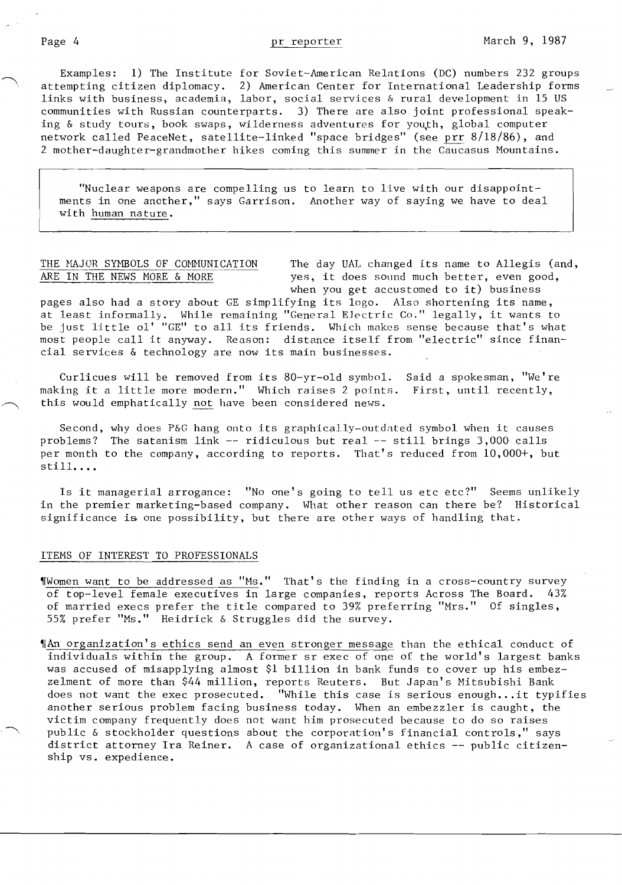Examples: 1) The Institute for Soviet-American Relations (DC) numbers 232 groups attempting citizen diplomacy. 2) American Center for International Leadership forms links with business, academia, labor, social services & rural development in 15 US communities with Russian counterparts. 3) There are also joint professional speaking & study tours, book swaps, wilderness adventures for youth, global computer network called PeaceNet, satellite-linked "space bridges" (see prr 8/18/86), and 2 mother-daughter-grandmother hikes coming this summer in the Caucasus Mountains.

> "Nuclear weapons are compelling us to learn to live with our disappointments in one another," says Garrison. Another way of saying we have to deal with human nature.

## THE MAJOR SYMBOLS OF COMMUNICATION ARE IN THE NEWS MORE & MORE

The day UAL changed its name to Allegis (and, yes, it does sound much better, even good, when you get accustomed to it) business pages also had a story about GE simplifying its logo. Also shortening its name, at least informally. While remaining "General Electric Co." legally, it wants to be just little ol' "GE" to all its friends. Which makes sense because that's what most people call it anyway. Reason: distance itself from "electric" since financial services & technology are now its main businesses.

Curlicues will be removed from its 80-yr-old symbol. Said a spokesman, "We're making it a little more modern." Which raises 2 points. First, until recently, this would emphatically not have been considered news.

Second, why does P&G hang onto its graphically-outdated symbol when it causes problems? The satanism link -- ridiculous but real -- still brings 3,000 calls per month to the company, according to reports. That's reduced from 10,000+, but still....

Is it managerial arrogance: "No one's going to tell us etc etc?" Seems unlikely in the premier marketing-based company. What other reason can there be? Historical significance is one possibility, but there are other ways of handling that.

## ITEMS OF INTEREST TO PROFESSIONALS

¶Women want to be addressed as "Ms." That's the finding in a cross-country survey of top-level female executives in large companies, reports Across The Board. 43% of married execs prefer the title compared to 39% preferring "Mrs." Of singles, 55% prefer "Ms." Heidrick & Struggles did the survey.

¶An organization's ethics send an even stronger message than the ethical conduct of individuals within the group. A former sr exec of one of the world's largest banks was accused of misapplying almost $1 billion in bank funds to cover up his embezzlement of more than $44 million, reports Reuters. But Japan's Mitsubishi Bank does not want the exec prosecuted. "While this case is serious enough...it typifies another serious problem facing business today. When an embezzler is caught, the victim company frequently does not want him prosecuted because to do so raises public & stockholder questions about the corporation's financial controls," says district attorney Ira Reiner. A case of organizational ethics -- public citizenship vs. expedience.